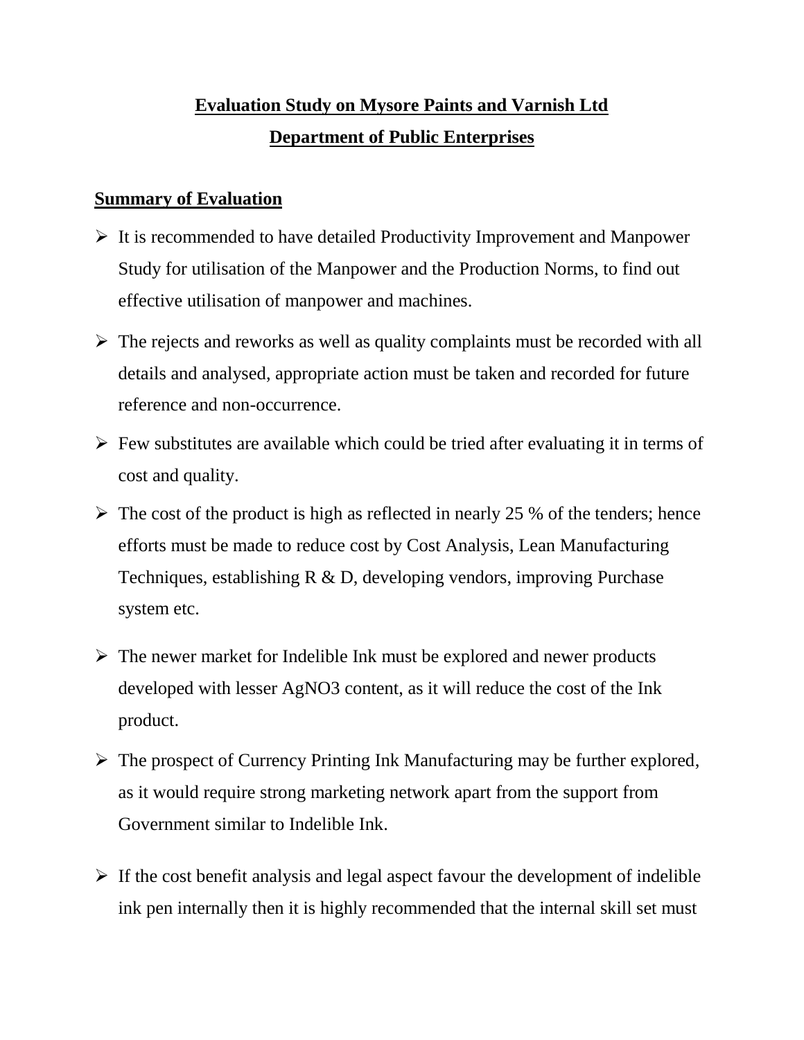# Evaluation Study on Mysore Paints and Varnish Ltd

## Department of Public Enterprises

## Summary of Evaluation

- It is recommended to have detailed Productivity Improvement and Manpower Study for utilisation of the Manpower and the Production Norms, to find out effective utilisation of manpower and machines.
- The rejects and reworks as well as quality complaints must be recorded with all details and analysed, appropriate action must be taken and recorded for future reference and non-occurrence.
- Few substitutes are available which could be tried after evaluating it in terms of cost and quality.
- The cost of the product is high as reflected in nearly 25 % of the tenders; hence efforts must be made to reduce cost by Cost Analysis, Lean Manufacturing Techniques, establishing R & D, developing vendors, improving Purchase system etc.
- The newer market for Indelible Ink must be explored and newer products developed with lesser $AgNO_3$ content, as it will reduce the cost of the Ink product.
- The prospect of Currency Printing Ink Manufacturing may be further explored, as it would require strong marketing network apart from the support from Government similar to Indelible Ink.
- If the cost benefit analysis and legal aspect favour the development of indelible ink pen internally then it is highly recommended that the internal skill set must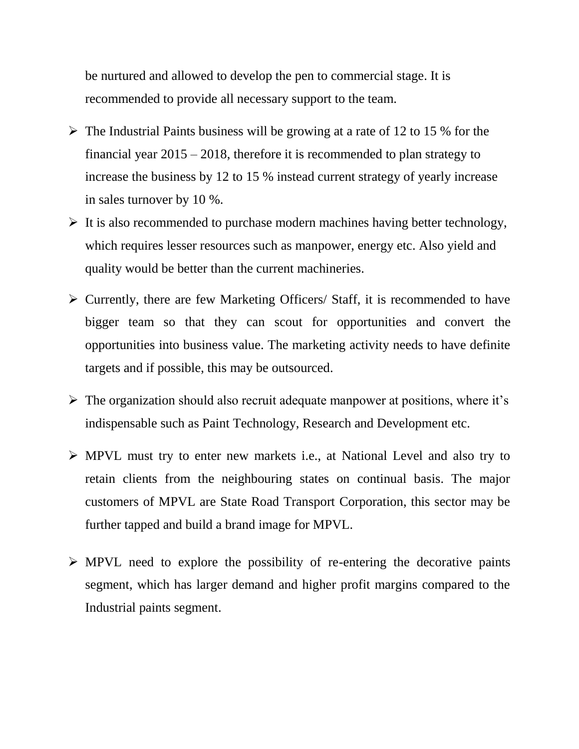be nurtured and allowed to develop the pen to commercial stage. It is recommended to provide all necessary support to the team.

- The Industrial Paints business will be growing at a rate of 12 to 15 % for the financial year 2015 – 2018, therefore it is recommended to plan strategy to increase the business by 12 to 15 % instead current strategy of yearly increase in sales turnover by 10 %.
- It is also recommended to purchase modern machines having better technology, which requires lesser resources such as manpower, energy etc. Also yield and quality would be better than the current machineries.
- Currently, there are few Marketing Officers/ Staff, it is recommended to have bigger team so that they can scout for opportunities and convert the opportunities into business value. The marketing activity needs to have definite targets and if possible, this may be outsourced.
- The organization should also recruit adequate manpower at positions, where it's indispensable such as Paint Technology, Research and Development etc.
- MPVL must try to enter new markets i.e., at National Level and also try to retain clients from the neighbouring states on continual basis. The major customers of MPVL are State Road Transport Corporation, this sector may be further tapped and build a brand image for MPVL.
- MPVL need to explore the possibility of re-entering the decorative paints segment, which has larger demand and higher profit margins compared to the Industrial paints segment.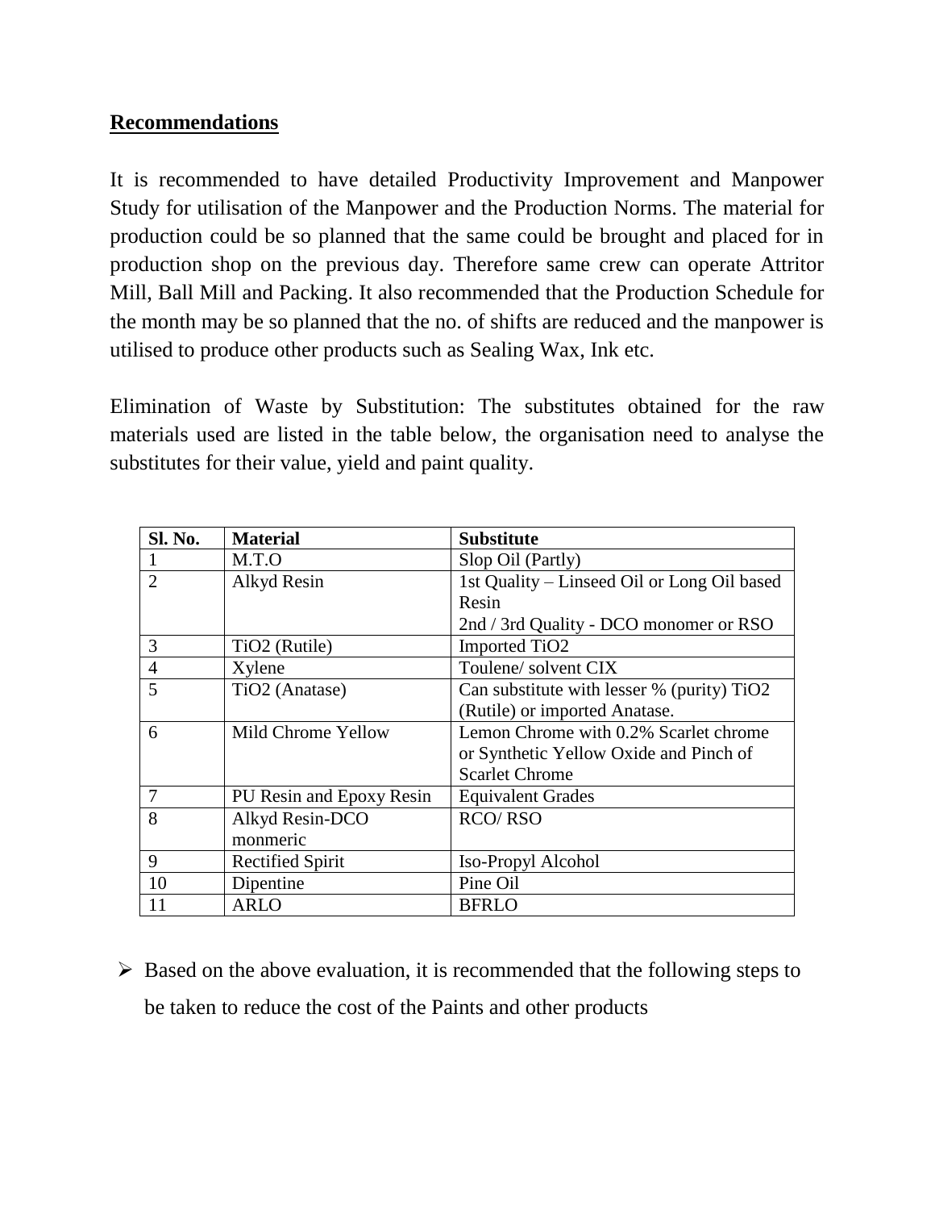## **Recommendations**

It is recommended to have detailed Productivity Improvement and Manpower Study for utilisation of the Manpower and the Production Norms. The material for production could be so planned that the same could be brought and placed for in production shop on the previous day. Therefore same crew can operate Attritor Mill, Ball Mill and Packing. It also recommended that the Production Schedule for the month may be so planned that the no. of shifts are reduced and the manpower is utilised to produce other products such as Sealing Wax, Ink etc.

Elimination of Waste by Substitution: The substitutes obtained for the raw materials used are listed in the table below, the organisation need to analyse the substitutes for their value, yield and paint quality.

| Sl. No. | Material | Substitute |
|---|---|---|
| 1 | M.T.O | Slop Oil (Partly) |
| 2 | Alkyd Resin | 1st Quality – Linseed Oil or Long Oil based Resin<br>2nd / 3rd Quality - DCO monomer or RSO |
| 3 | $TiO_2$ (Rutile) | Imported $TiO_2$ |
| 4 | Xylene | Toulene/ solvent CIX |
| 5 | $TiO_2$ (Anatase) | Can substitute with lesser % (purity) $TiO_2$ (Rutile) or imported Anatase. |
| 6 | Mild Chrome Yellow | Lemon Chrome with 0.2% Scarlet chrome or Synthetic Yellow Oxide and Pinch of Scarlet Chrome |
| 7 | PU Resin and Epoxy Resin | Equivalent Grades |
| 8 | Alkyd Resin-DCO monmeric | RCO/ RSO |
| 9 | Rectified Spirit | Iso-Propyl Alcohol |
| 10 | Dipentine | Pine Oil |
| 11 | ARLO | BFRLO |

- Based on the above evaluation, it is recommended that the following steps to be taken to reduce the cost of the Paints and other products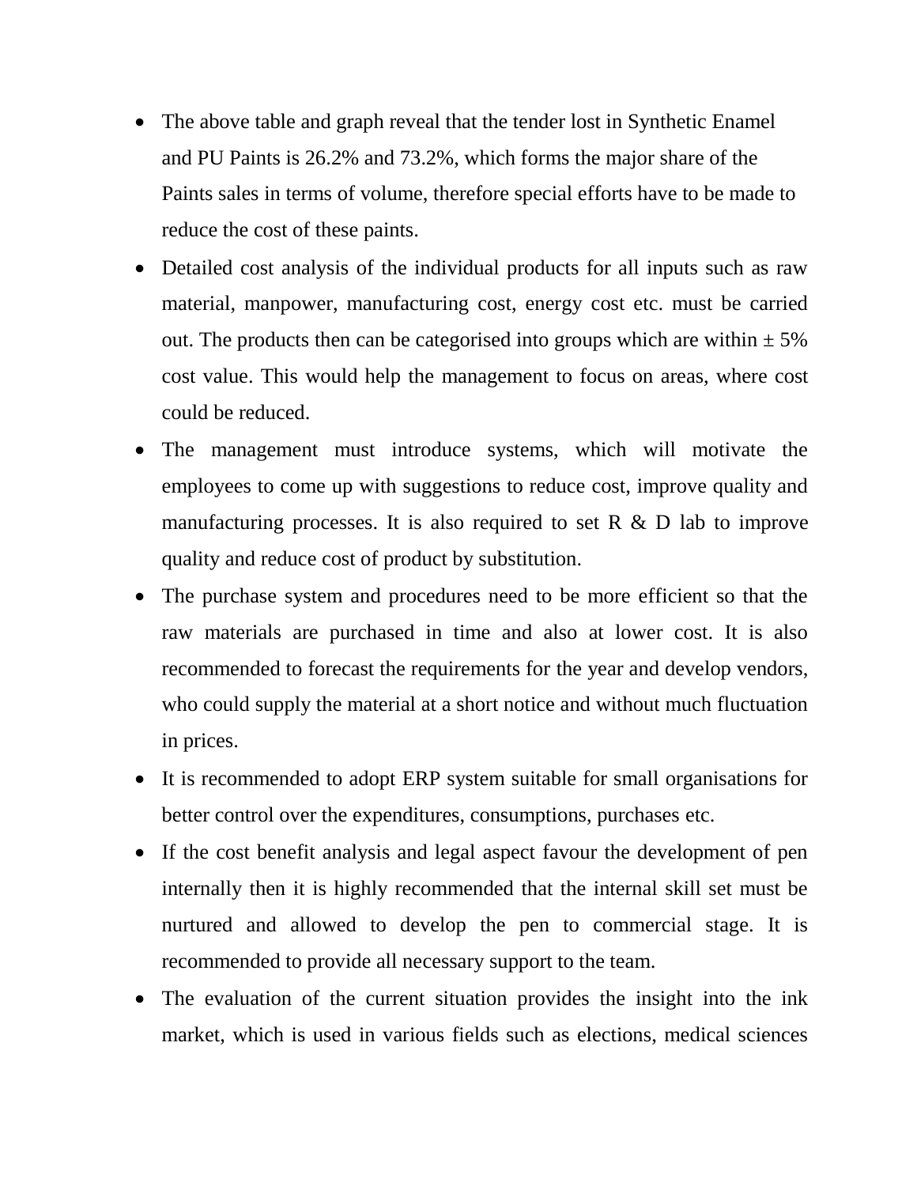- The above table and graph reveal that the tender lost in Synthetic Enamel and PU Paints is 26.2% and 73.2%, which forms the major share of the Paints sales in terms of volume, therefore special efforts have to be made to reduce the cost of these paints.
- Detailed cost analysis of the individual products for all inputs such as raw material, manpower, manufacturing cost, energy cost etc. must be carried out. The products then can be categorised into groups which are within ± 5% cost value. This would help the management to focus on areas, where cost could be reduced.
- The management must introduce systems, which will motivate the employees to come up with suggestions to reduce cost, improve quality and manufacturing processes. It is also required to set R & D lab to improve quality and reduce cost of product by substitution.
- The purchase system and procedures need to be more efficient so that the raw materials are purchased in time and also at lower cost. It is also recommended to forecast the requirements for the year and develop vendors, who could supply the material at a short notice and without much fluctuation in prices.
- It is recommended to adopt ERP system suitable for small organisations for better control over the expenditures, consumptions, purchases etc.
- If the cost benefit analysis and legal aspect favour the development of pen internally then it is highly recommended that the internal skill set must be nurtured and allowed to develop the pen to commercial stage. It is recommended to provide all necessary support to the team.
- The evaluation of the current situation provides the insight into the ink market, which is used in various fields such as elections, medical sciences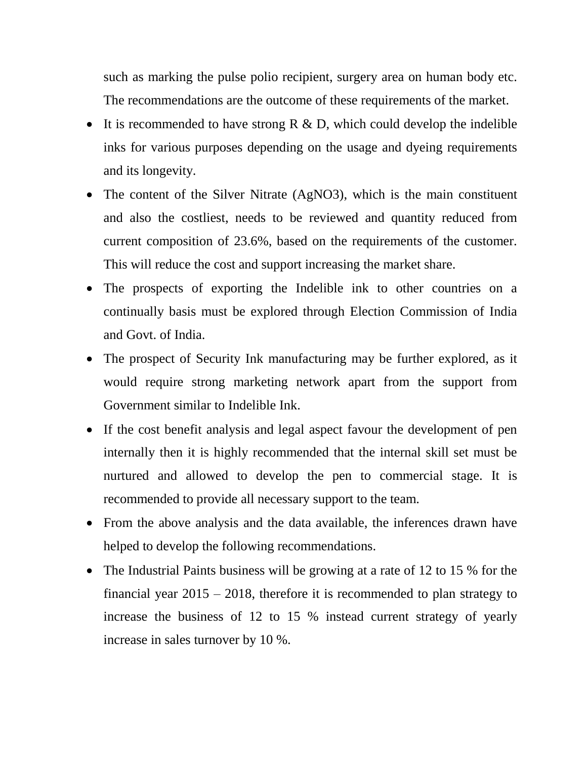such as marking the pulse polio recipient, surgery area on human body etc. The recommendations are the outcome of these requirements of the market.

- It is recommended to have strong R & D, which could develop the indelible inks for various purposes depending on the usage and dyeing requirements and its longevity.
- The content of the Silver Nitrate ($AgNO_3$), which is the main constituent and also the costliest, needs to be reviewed and quantity reduced from current composition of 23.6%, based on the requirements of the customer. This will reduce the cost and support increasing the market share.
- The prospects of exporting the Indelible ink to other countries on a continually basis must be explored through Election Commission of India and Govt. of India.
- The prospect of Security Ink manufacturing may be further explored, as it would require strong marketing network apart from the support from Government similar to Indelible Ink.
- If the cost benefit analysis and legal aspect favour the development of pen internally then it is highly recommended that the internal skill set must be nurtured and allowed to develop the pen to commercial stage. It is recommended to provide all necessary support to the team.
- From the above analysis and the data available, the inferences drawn have helped to develop the following recommendations.
- The Industrial Paints business will be growing at a rate of 12 to 15 % for the financial year 2015 – 2018, therefore it is recommended to plan strategy to increase the business of 12 to 15 % instead current strategy of yearly increase in sales turnover by 10 %.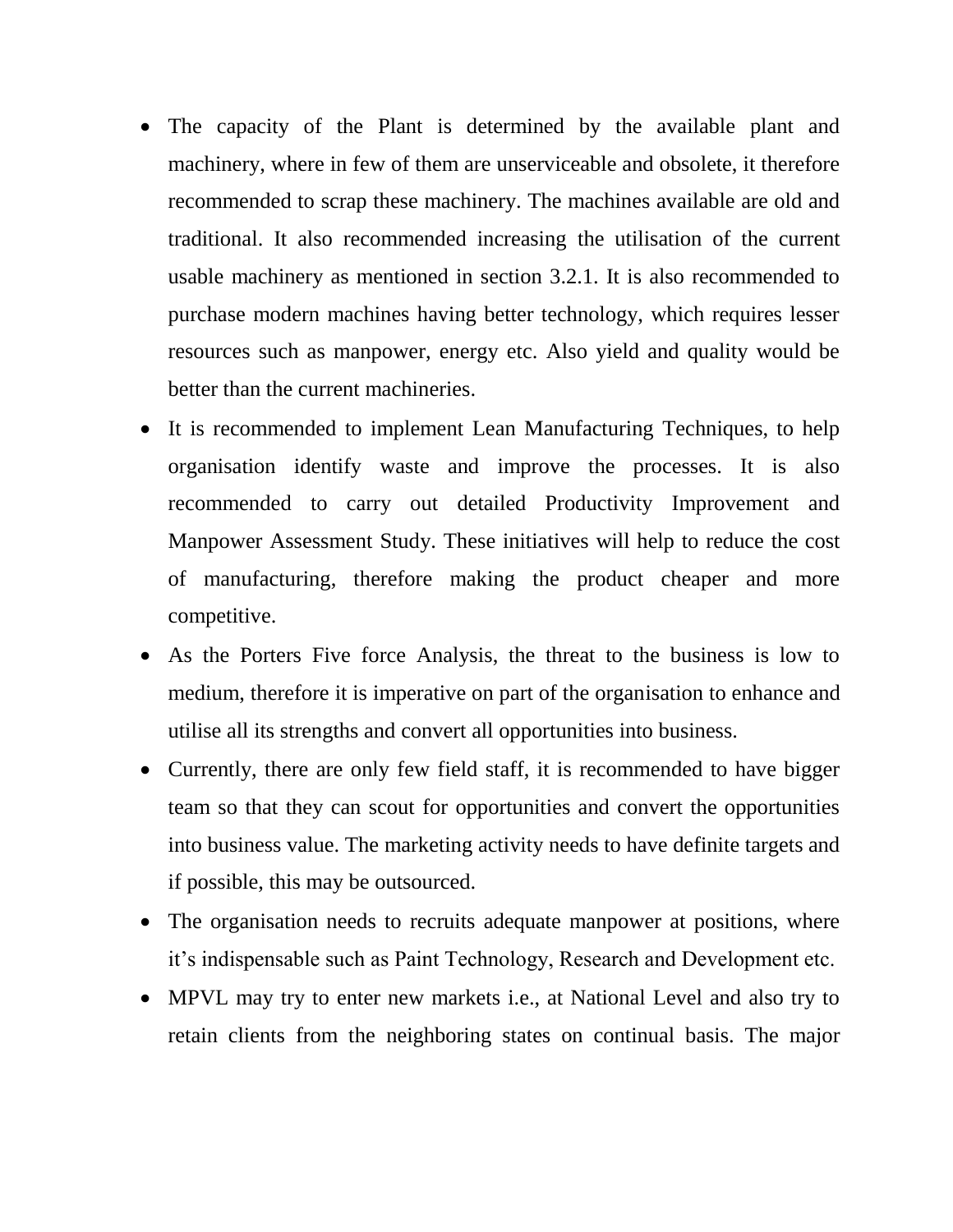- The capacity of the Plant is determined by the available plant and machinery, where in few of them are unserviceable and obsolete, it therefore recommended to scrap these machinery. The machines available are old and traditional. It also recommended increasing the utilisation of the current usable machinery as mentioned in section 3.2.1. It is also recommended to purchase modern machines having better technology, which requires lesser resources such as manpower, energy etc. Also yield and quality would be better than the current machineries.
- It is recommended to implement Lean Manufacturing Techniques, to help organisation identify waste and improve the processes. It is also recommended to carry out detailed Productivity Improvement and Manpower Assessment Study. These initiatives will help to reduce the cost of manufacturing, therefore making the product cheaper and more competitive.
- As the Porters Five force Analysis, the threat to the business is low to medium, therefore it is imperative on part of the organisation to enhance and utilise all its strengths and convert all opportunities into business.
- Currently, there are only few field staff, it is recommended to have bigger team so that they can scout for opportunities and convert the opportunities into business value. The marketing activity needs to have definite targets and if possible, this may be outsourced.
- The organisation needs to recruits adequate manpower at positions, where it's indispensable such as Paint Technology, Research and Development etc.
- MPVL may try to enter new markets i.e., at National Level and also try to retain clients from the neighboring states on continual basis. The major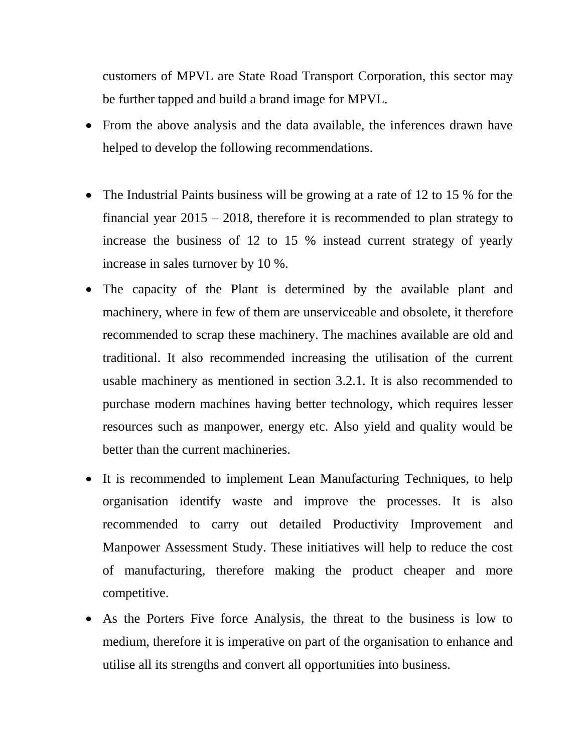customers of MPVL are State Road Transport Corporation, this sector may be further tapped and build a brand image for MPVL.

- From the above analysis and the data available, the inferences drawn have helped to develop the following recommendations.

- The Industrial Paints business will be growing at a rate of 12 to 15 % for the financial year 2015 – 2018, therefore it is recommended to plan strategy to increase the business of 12 to 15 % instead current strategy of yearly increase in sales turnover by 10 %.
- The capacity of the Plant is determined by the available plant and machinery, where in few of them are unserviceable and obsolete, it therefore recommended to scrap these machinery. The machines available are old and traditional. It also recommended increasing the utilisation of the current usable machinery as mentioned in section 3.2.1. It is also recommended to purchase modern machines having better technology, which requires lesser resources such as manpower, energy etc. Also yield and quality would be better than the current machineries.
- It is recommended to implement Lean Manufacturing Techniques, to help organisation identify waste and improve the processes. It is also recommended to carry out detailed Productivity Improvement and Manpower Assessment Study. These initiatives will help to reduce the cost of manufacturing, therefore making the product cheaper and more competitive.
- As the Porters Five force Analysis, the threat to the business is low to medium, therefore it is imperative on part of the organisation to enhance and utilise all its strengths and convert all opportunities into business.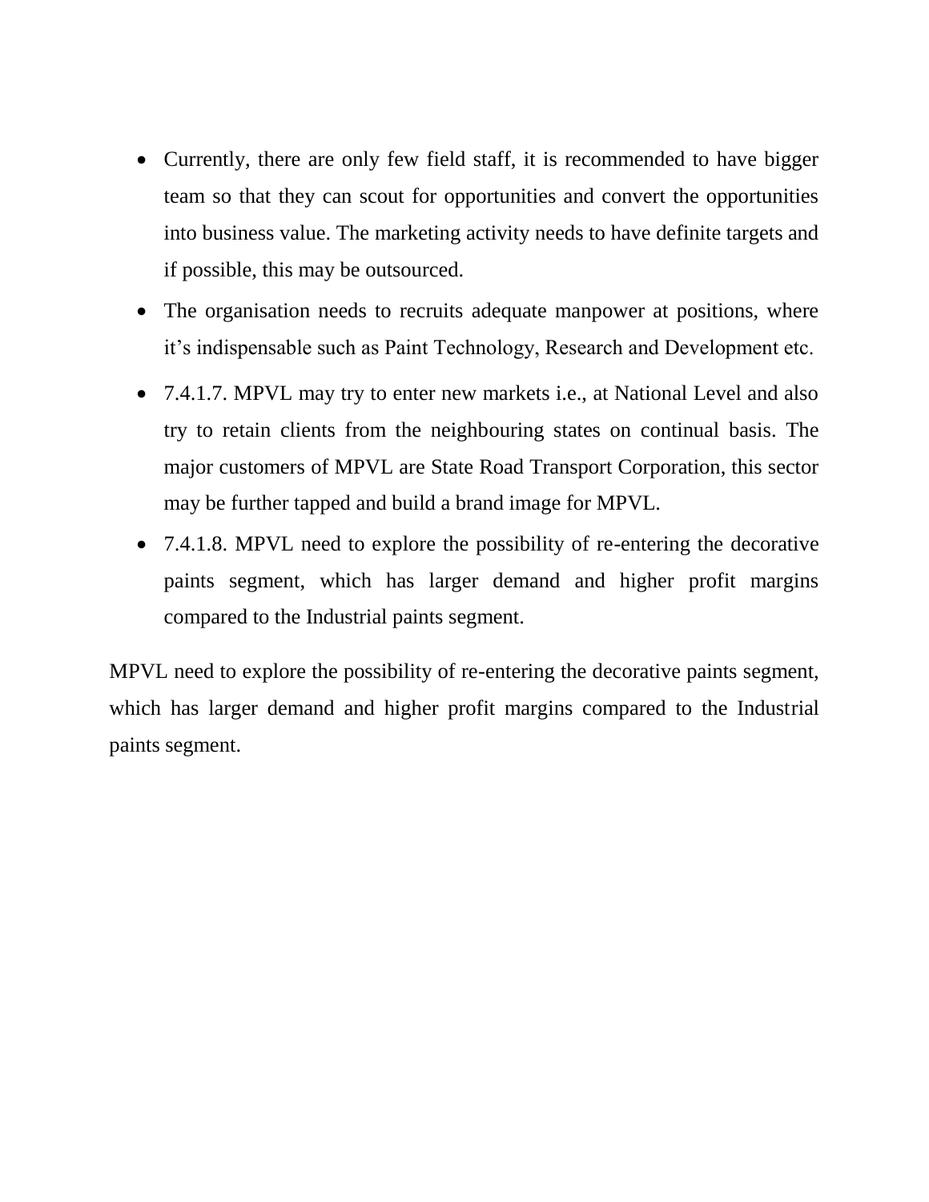- Currently, there are only few field staff, it is recommended to have bigger team so that they can scout for opportunities and convert the opportunities into business value. The marketing activity needs to have definite targets and if possible, this may be outsourced.
- The organisation needs to recruits adequate manpower at positions, where it's indispensable such as Paint Technology, Research and Development etc.
- 7.4.1.7. MPVL may try to enter new markets i.e., at National Level and also try to retain clients from the neighbouring states on continual basis. The major customers of MPVL are State Road Transport Corporation, this sector may be further tapped and build a brand image for MPVL.
- 7.4.1.8. MPVL need to explore the possibility of re-entering the decorative paints segment, which has larger demand and higher profit margins compared to the Industrial paints segment.

MPVL need to explore the possibility of re-entering the decorative paints segment, which has larger demand and higher profit margins compared to the Industrial paints segment.